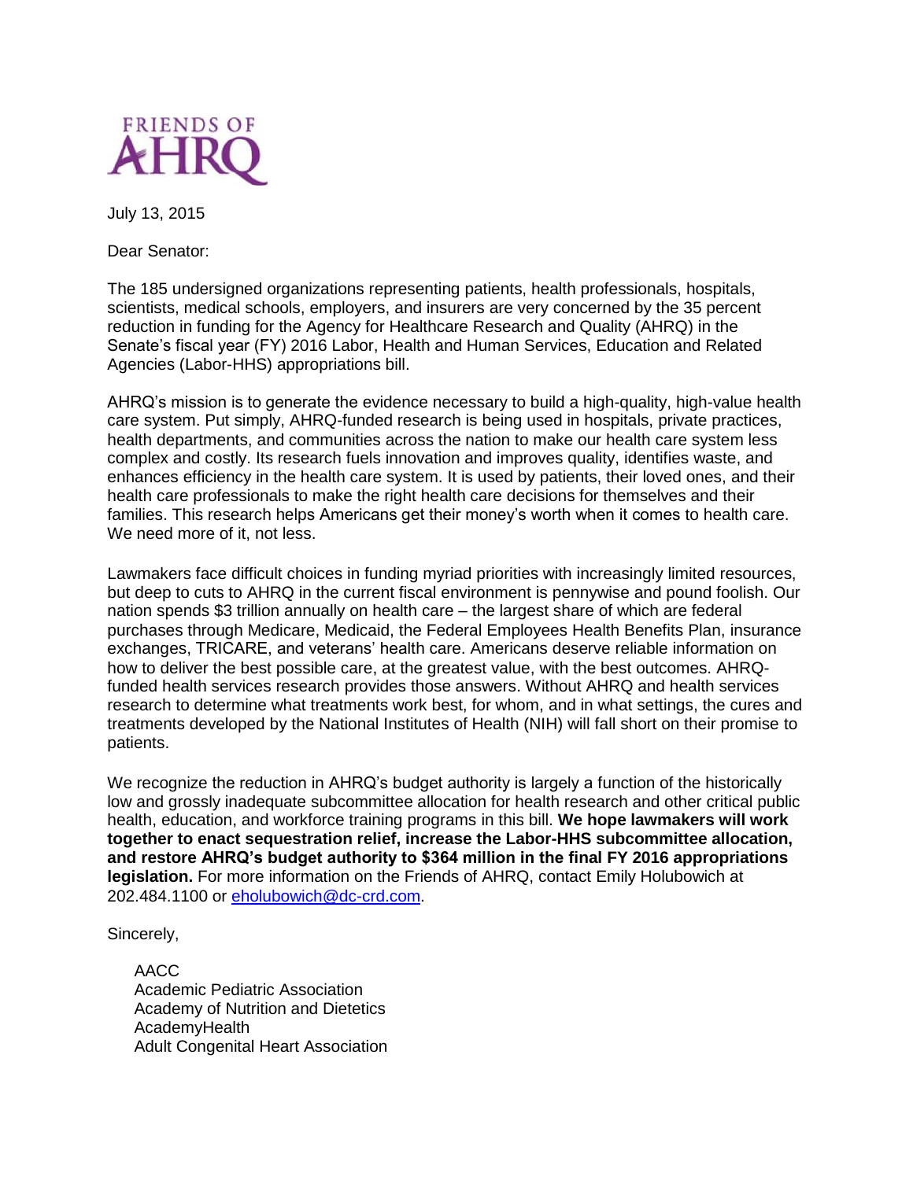FRIENDS OF AHRQ

July 13, 2015

Dear Senator:

The 185 undersigned organizations representing patients, health professionals, hospitals, scientists, medical schools, employers, and insurers are very concerned by the 35 percent reduction in funding for the Agency for Healthcare Research and Quality (AHRQ) in the Senate's fiscal year (FY) 2016 Labor, Health and Human Services, Education and Related Agencies (Labor-HHS) appropriations bill.

AHRQ's mission is to generate the evidence necessary to build a high-quality, high-value health care system. Put simply, AHRQ-funded research is being used in hospitals, private practices, health departments, and communities across the nation to make our health care system less complex and costly. Its research fuels innovation and improves quality, identifies waste, and enhances efficiency in the health care system. It is used by patients, their loved ones, and their health care professionals to make the right health care decisions for themselves and their families. This research helps Americans get their money's worth when it comes to health care. We need more of it, not less.

Lawmakers face difficult choices in funding myriad priorities with increasingly limited resources, but deep to cuts to AHRQ in the current fiscal environment is pennywise and pound foolish. Our nation spends $3 trillion annually on health care – the largest share of which are federal purchases through Medicare, Medicaid, the Federal Employees Health Benefits Plan, insurance exchanges, TRICARE, and veterans' health care. Americans deserve reliable information on how to deliver the best possible care, at the greatest value, with the best outcomes. AHRQ-funded health services research provides those answers. Without AHRQ and health services research to determine what treatments work best, for whom, and in what settings, the cures and treatments developed by the National Institutes of Health (NIH) will fall short on their promise to patients.

We recognize the reduction in AHRQ's budget authority is largely a function of the historically low and grossly inadequate subcommittee allocation for health research and other critical public health, education, and workforce training programs in this bill. **We hope lawmakers will work together to enact sequestration relief, increase the Labor-HHS subcommittee allocation, and restore AHRQ's budget authority to $364 million in the final FY 2016 appropriations legislation.** For more information on the Friends of AHRQ, contact Emily Holubowich at 202.484.1100 or eholubowich@dc-crd.com.

Sincerely,

AACC
Academic Pediatric Association
Academy of Nutrition and Dietetics
AcademyHealth
Adult Congenital Heart Association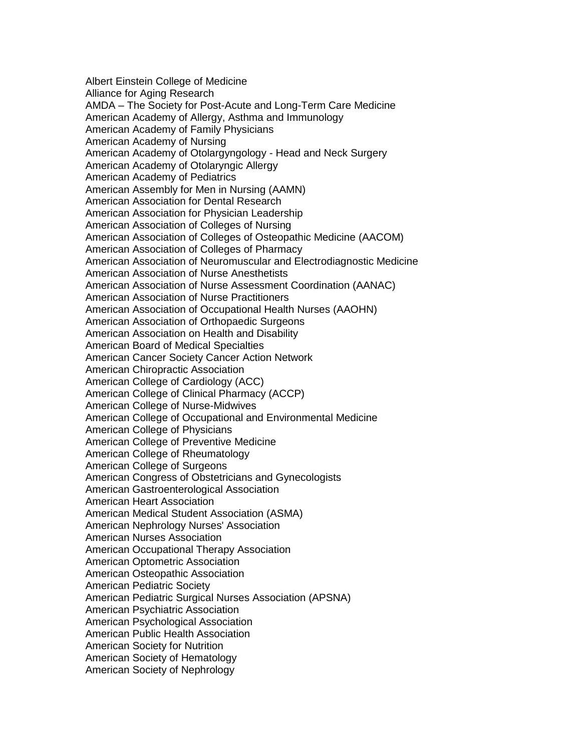Albert Einstein College of Medicine
Alliance for Aging Research
AMDA – The Society for Post-Acute and Long-Term Care Medicine
American Academy of Allergy, Asthma and Immunology
American Academy of Family Physicians
American Academy of Nursing
American Academy of Otolargyngology - Head and Neck Surgery
American Academy of Otolaryngic Allergy
American Academy of Pediatrics
American Assembly for Men in Nursing (AAMN)
American Association for Dental Research
American Association for Physician Leadership
American Association of Colleges of Nursing
American Association of Colleges of Osteopathic Medicine (AACOM)
American Association of Colleges of Pharmacy
American Association of Neuromuscular and Electrodiagnostic Medicine
American Association of Nurse Anesthetists
American Association of Nurse Assessment Coordination (AANAC)
American Association of Nurse Practitioners
American Association of Occupational Health Nurses (AAOHN)
American Association of Orthopaedic Surgeons
American Association on Health and Disability
American Board of Medical Specialties
American Cancer Society Cancer Action Network
American Chiropractic Association
American College of Cardiology (ACC)
American College of Clinical Pharmacy (ACCP)
American College of Nurse-Midwives
American College of Occupational and Environmental Medicine
American College of Physicians
American College of Preventive Medicine
American College of Rheumatology
American College of Surgeons
American Congress of Obstetricians and Gynecologists
American Gastroenterological Association
American Heart Association
American Medical Student Association (ASMA)
American Nephrology Nurses' Association
American Nurses Association
American Occupational Therapy Association
American Optometric Association
American Osteopathic Association
American Pediatric Society
American Pediatric Surgical Nurses Association (APSNA)
American Psychiatric Association
American Psychological Association
American Public Health Association
American Society for Nutrition
American Society of Hematology
American Society of Nephrology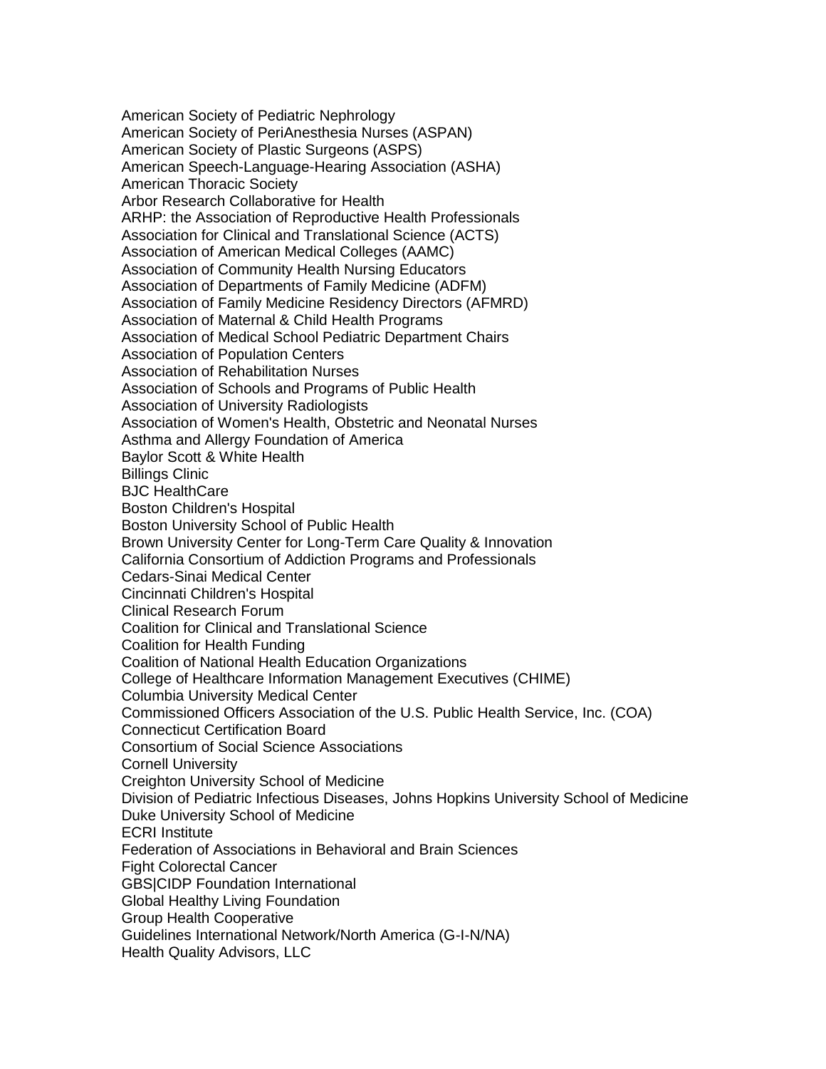American Society of Pediatric Nephrology
American Society of PeriAnesthesia Nurses (ASPAN)
American Society of Plastic Surgeons (ASPS)
American Speech-Language-Hearing Association (ASHA)
American Thoracic Society
Arbor Research Collaborative for Health
ARHP: the Association of Reproductive Health Professionals
Association for Clinical and Translational Science (ACTS)
Association of American Medical Colleges (AAMC)
Association of Community Health Nursing Educators
Association of Departments of Family Medicine (ADFM)
Association of Family Medicine Residency Directors (AFMRD)
Association of Maternal & Child Health Programs
Association of Medical School Pediatric Department Chairs
Association of Population Centers
Association of Rehabilitation Nurses
Association of Schools and Programs of Public Health
Association of University Radiologists
Association of Women's Health, Obstetric and Neonatal Nurses
Asthma and Allergy Foundation of America
Baylor Scott & White Health
Billings Clinic
BJC HealthCare
Boston Children's Hospital
Boston University School of Public Health
Brown University Center for Long-Term Care Quality & Innovation
California Consortium of Addiction Programs and Professionals
Cedars-Sinai Medical Center
Cincinnati Children's Hospital
Clinical Research Forum
Coalition for Clinical and Translational Science
Coalition for Health Funding
Coalition of National Health Education Organizations
College of Healthcare Information Management Executives (CHIME)
Columbia University Medical Center
Commissioned Officers Association of the U.S. Public Health Service, Inc. (COA)
Connecticut Certification Board
Consortium of Social Science Associations
Cornell University
Creighton University School of Medicine
Division of Pediatric Infectious Diseases, Johns Hopkins University School of Medicine
Duke University School of Medicine
ECRI Institute
Federation of Associations in Behavioral and Brain Sciences
Fight Colorectal Cancer
GBS|CIDP Foundation International
Global Healthy Living Foundation
Group Health Cooperative
Guidelines International Network/North America (G-I-N/NA)
Health Quality Advisors, LLC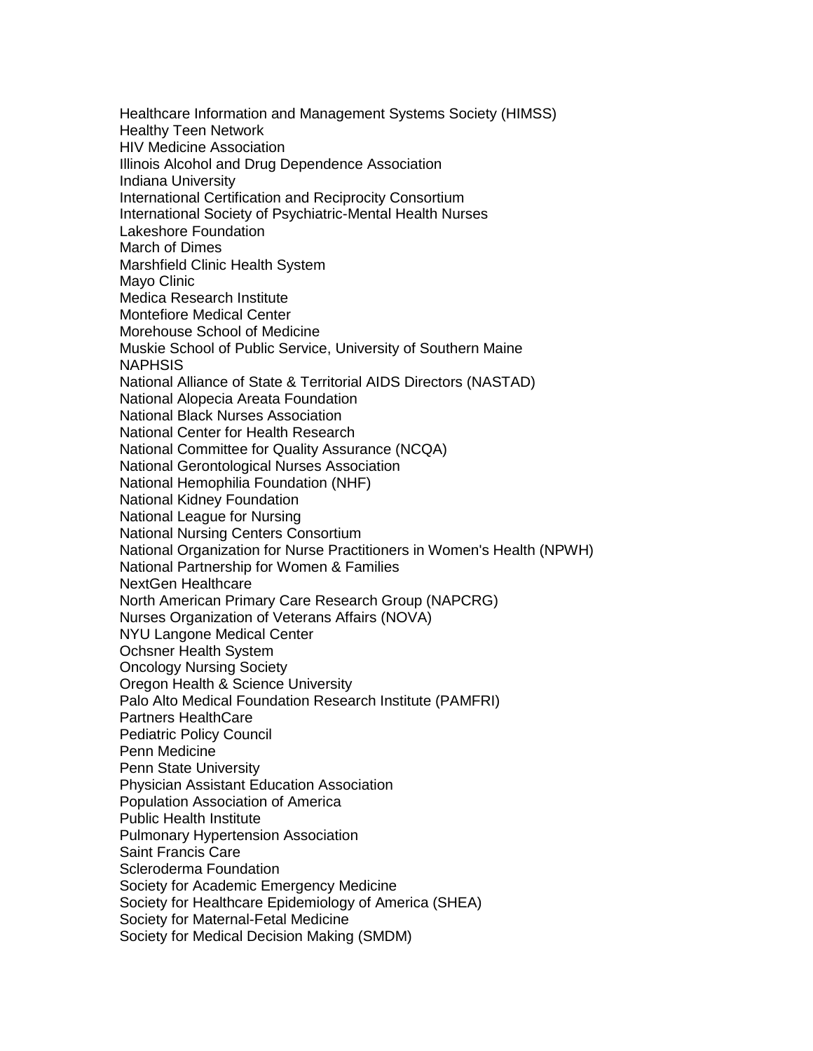Healthcare Information and Management Systems Society (HIMSS)
Healthy Teen Network
HIV Medicine Association
Illinois Alcohol and Drug Dependence Association
Indiana University
International Certification and Reciprocity Consortium
International Society of Psychiatric-Mental Health Nurses
Lakeshore Foundation
March of Dimes
Marshfield Clinic Health System
Mayo Clinic
Medica Research Institute
Montefiore Medical Center
Morehouse School of Medicine
Muskie School of Public Service, University of Southern Maine
NAPHSIS
National Alliance of State & Territorial AIDS Directors (NASTAD)
National Alopecia Areata Foundation
National Black Nurses Association
National Center for Health Research
National Committee for Quality Assurance (NCQA)
National Gerontological Nurses Association
National Hemophilia Foundation (NHF)
National Kidney Foundation
National League for Nursing
National Nursing Centers Consortium
National Organization for Nurse Practitioners in Women's Health (NPWH)
National Partnership for Women & Families
NextGen Healthcare
North American Primary Care Research Group (NAPCRG)
Nurses Organization of Veterans Affairs (NOVA)
NYU Langone Medical Center
Ochsner Health System
Oncology Nursing Society
Oregon Health & Science University
Palo Alto Medical Foundation Research Institute (PAMFRI)
Partners HealthCare
Pediatric Policy Council
Penn Medicine
Penn State University
Physician Assistant Education Association
Population Association of America
Public Health Institute
Pulmonary Hypertension Association
Saint Francis Care
Scleroderma Foundation
Society for Academic Emergency Medicine
Society for Healthcare Epidemiology of America (SHEA)
Society for Maternal-Fetal Medicine
Society for Medical Decision Making (SMDM)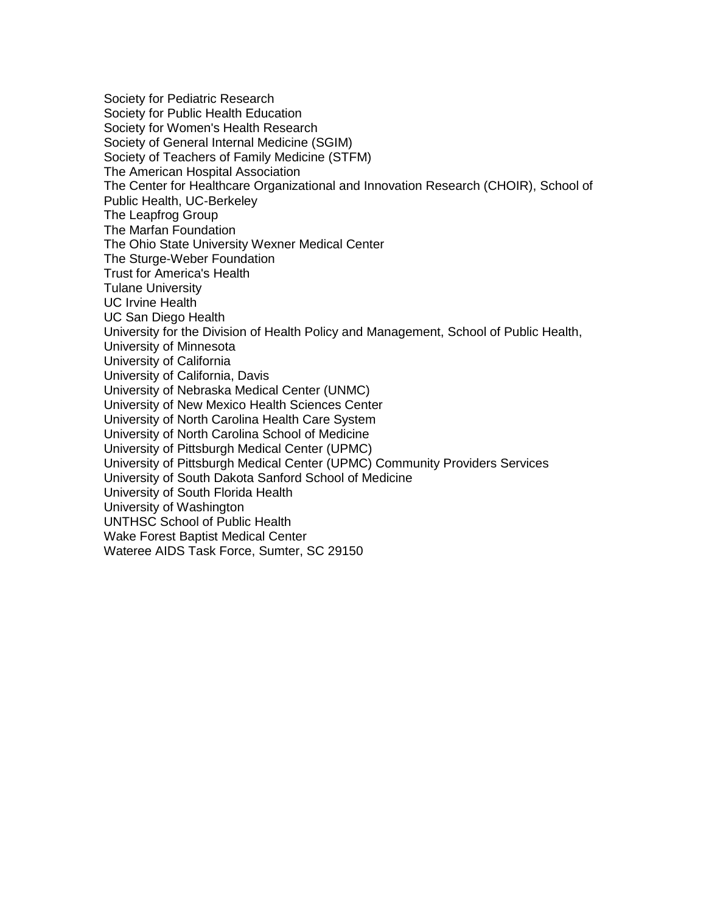Society for Pediatric Research
Society for Public Health Education
Society for Women's Health Research
Society of General Internal Medicine (SGIM)
Society of Teachers of Family Medicine (STFM)
The American Hospital Association
The Center for Healthcare Organizational and Innovation Research (CHOIR), School of Public Health, UC-Berkeley
The Leapfrog Group
The Marfan Foundation
The Ohio State University Wexner Medical Center
The Sturge-Weber Foundation
Trust for America's Health
Tulane University
UC Irvine Health
UC San Diego Health
University for the Division of Health Policy and Management, School of Public Health, University of Minnesota
University of California
University of California, Davis
University of Nebraska Medical Center (UNMC)
University of New Mexico Health Sciences Center
University of North Carolina Health Care System
University of North Carolina School of Medicine
University of Pittsburgh Medical Center (UPMC)
University of Pittsburgh Medical Center (UPMC) Community Providers Services
University of South Dakota Sanford School of Medicine
University of South Florida Health
University of Washington
UNTHSC School of Public Health
Wake Forest Baptist Medical Center
Wateree AIDS Task Force, Sumter, SC 29150